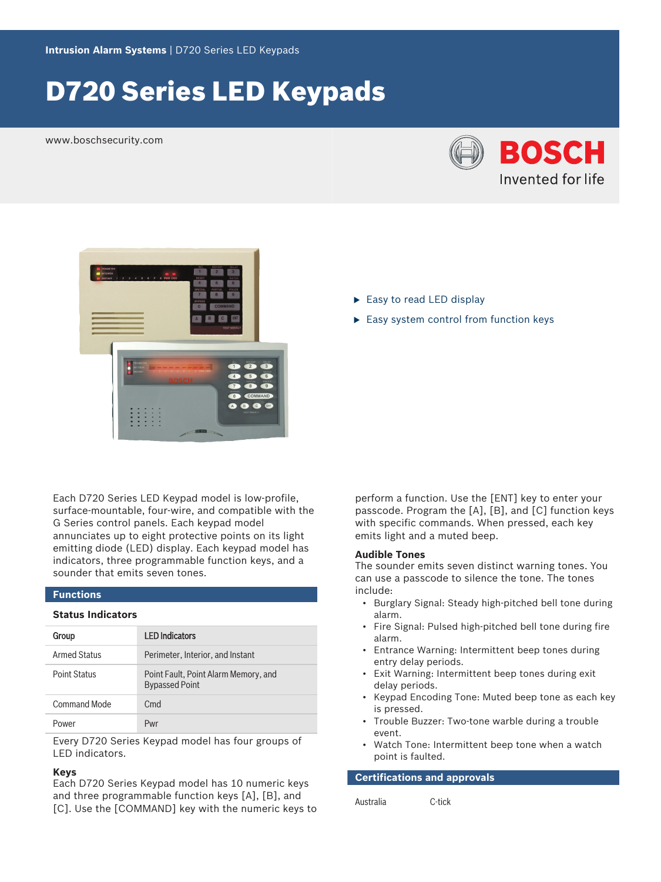Intrusion Alarm Systems | D720 Series LED Keypads

# D720 Series LED Keypads

www.boschsecurity.com

BOSCH

Invented for life

- Easy to read LED display
- Easy system control from function keys

Each D720 Series LED Keypad model is low-profile, surface-mountable, four-wire, and compatible with the G Series control panels. Each keypad model annunciates up to eight protective points on its light emitting diode (LED) display. Each keypad model has indicators, three programmable function keys, and a sounder that emits seven tones.

## Functions

### Status Indicators

| Group | LED Indicators |
|---|---|
| Armed Status | Perimeter, Interior, and Instant |
| Point Status | Point Fault, Point Alarm Memory, and Bypassed Point |
| Command Mode | Cmd |
| Power | Pwr |

Every D720 Series Keypad model has four groups of LED indicators.

### Keys

Each D720 Series Keypad model has 10 numeric keys and three programmable function keys [A], [B], and [C]. Use the [COMMAND] key with the numeric keys to perform a function. Use the [ENT] key to enter your passcode. Program the [A], [B], and [C] function keys with specific commands. When pressed, each key emits light and a muted beep.

### Audible Tones

The sounder emits seven distinct warning tones. You can use a passcode to silence the tone. The tones include:

- Burglary Signal: Steady high-pitched bell tone during alarm.
- Fire Signal: Pulsed high-pitched bell tone during fire alarm.
- Entrance Warning: Intermittent beep tones during entry delay periods.
- Exit Warning: Intermittent beep tones during exit delay periods.
- Keypad Encoding Tone: Muted beep tone as each key is pressed.
- Trouble Buzzer: Two-tone warble during a trouble event.
- Watch Tone: Intermittent beep tone when a watch point is faulted.

## Certifications and approvals

| Australia | C-tick |
|---|---|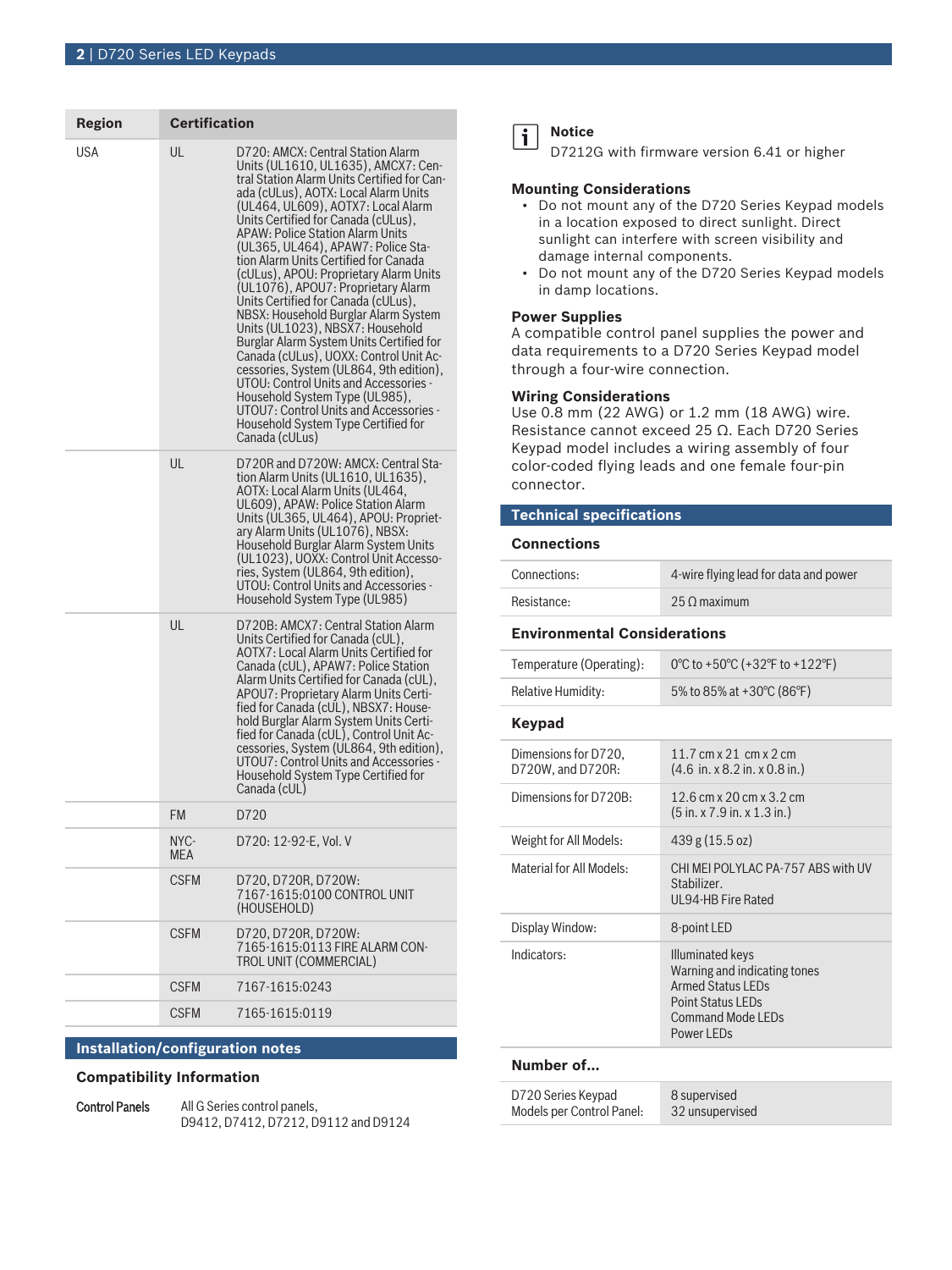| Region | Certification | |
|---|---|---|
| USA | UL | D720: AMCX: Central Station Alarm Units (UL1610, UL1635), AMCX7: Central Station Alarm Units Certified for Canada (cULus), AOTX: Local Alarm Units (UL464, UL609), AOTX7: Local Alarm Units Certified for Canada (cULus), APAW: Police Station Alarm Units (UL365, UL464), APAW7: Police Station Alarm Units Certified for Canada (cULus), APOU: Proprietary Alarm Units (UL1076), APOU7: Proprietary Alarm Units Certified for Canada (cULus), NBSX: Household Burglar Alarm System Units (UL1023), NBSX7: Household Burglar Alarm System Units Certified for Canada (cULus), UOXX: Control Unit Accessories, System (UL864, 9th edition), UTOU: Control Units and Accessories - Household System Type (UL985), UTOU7: Control Units and Accessories - Household System Type Certified for Canada (cULus) |
| | UL | D720R and D720W: AMCX: Central Station Alarm Units (UL1610, UL1635), AOTX: Local Alarm Units (UL464, UL609), APAW: Police Station Alarm Units (UL365, UL464), APOU: Proprietary Alarm Units (UL1076), NBSX: Household Burglar Alarm System Units (UL1023), UOXX: Control Unit Accessories, System (UL864, 9th edition), UTOU: Control Units and Accessories - Household System Type (UL985) |
| | UL | D720B: AMCX7: Central Station Alarm Units Certified for Canada (cUL), AOTX7: Local Alarm Units Certified for Canada (cUL), APAW7: Police Station Alarm Units Certified for Canada (cUL), APOU7: Proprietary Alarm Units Certified for Canada (cUL), NBSX7: Household Burglar Alarm System Units Certified for Canada (cUL), Control Unit Accessories, System (UL864, 9th edition), UTOU7: Control Units and Accessories - Household System Type Certified for Canada (cUL) |
| | FM | D720 |
| | NYC-MEA | D720: 12-92-E, Vol. V |
| | CSFM | D720, D720R, D720W: 7167-1615:0100 CONTROL UNIT (HOUSEHOLD) |
| | CSFM | D720, D720R, D720W: 7165-1615:0113 FIRE ALARM CONTROL UNIT (COMMERCIAL) |
| | CSFM | 7167-1615:0243 |
| | CSFM | 7165-1615:0119 |

## Installation/configuration notes

### Compatibility Information

| | |
|---|---|
| Control Panels | All G Series control panels, D9412, D7412, D7212, D9112 and D9124 |

**Notice**

D7212G with firmware version 6.41 or higher

### Mounting Considerations

- Do not mount any of the D720 Series Keypad models in a location exposed to direct sunlight. Direct sunlight can interfere with screen visibility and damage internal components.
- Do not mount any of the D720 Series Keypad models in damp locations.

### Power Supplies

A compatible control panel supplies the power and data requirements to a D720 Series Keypad model through a four-wire connection.

### Wiring Considerations

Use 0.8 mm (22 AWG) or 1.2 mm (18 AWG) wire. Resistance cannot exceed 25 Ω. Each D720 Series Keypad model includes a wiring assembly of four color-coded flying leads and one female four-pin connector.

## Technical specifications

### Connections

| | |
|---|---|
| Connections: | 4-wire flying lead for data and power |
| Resistance: | 25 Ω maximum |

### Environmental Considerations

| | |
|---|---|
| Temperature (Operating): | 0°C to +50°C (+32°F to +122°F) |
| Relative Humidity: | 5% to 85% at +30°C (86°F) |

### Keypad

| | |
|---|---|
| Dimensions for D720, D720W, and D720R: | 11.7 cm x 21 cm x 2 cm (4.6 in. x 8.2 in. x 0.8 in.) |
| Dimensions for D720B: | 12.6 cm x 20 cm x 3.2 cm (5 in. x 7.9 in. x 1.3 in.) |
| Weight for All Models: | 439 g (15.5 oz) |
| Material for All Models: | CHI MEI POLYLAC PA-757 ABS with UV Stabilizer. UL94-HB Fire Rated |
| Display Window: | 8-point LED |
| Indicators: | Illuminated keys<br>Warning and indicating tones<br>Armed Status LEDs<br>Point Status LEDs<br>Command Mode LEDs<br>Power LEDs |

### Number of...

| | |
|---|---|
| D720 Series Keypad Models per Control Panel: | 8 supervised<br>32 unsupervised |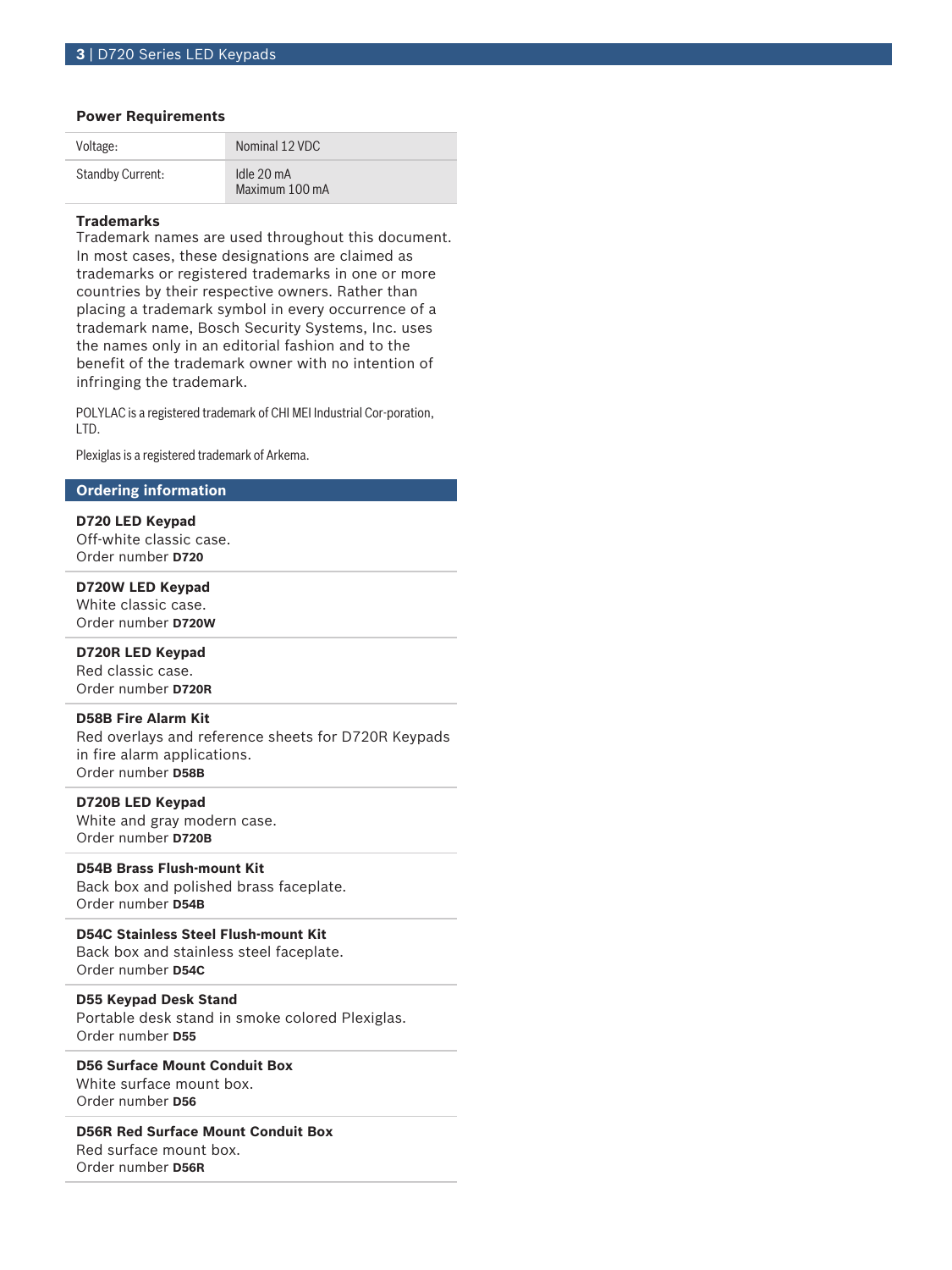### Power Requirements

| | |
|---|---|
| Voltage: | Nominal 12 VDC |
| Standby Current: | Idle 20 mA<br>Maximum 100 mA |

### Trademarks

Trademark names are used throughout this document. In most cases, these designations are claimed as trademarks or registered trademarks in one or more countries by their respective owners. Rather than placing a trademark symbol in every occurrence of a trademark name, Bosch Security Systems, Inc. uses the names only in an editorial fashion and to the benefit of the trademark owner with no intention of infringing the trademark.

POLYLAC is a registered trademark of CHI MEI Industrial Cor-poration, LTD.

Plexiglas is a registered trademark of Arkema.

## Ordering information

**D720 LED Keypad**
Off-white classic case.
Order number **D720**

**D720W LED Keypad**
White classic case.
Order number **D720W**

**D720R LED Keypad**
Red classic case.
Order number **D720R**

**D58B Fire Alarm Kit**
Red overlays and reference sheets for D720R Keypads in fire alarm applications.
Order number **D58B**

**D720B LED Keypad**
White and gray modern case.
Order number **D720B**

**D54B Brass Flush-mount Kit**
Back box and polished brass faceplate.
Order number **D54B**

**D54C Stainless Steel Flush-mount Kit**
Back box and stainless steel faceplate.
Order number **D54C**

**D55 Keypad Desk Stand**
Portable desk stand in smoke colored Plexiglas.
Order number **D55**

**D56 Surface Mount Conduit Box**
White surface mount box.
Order number **D56**

**D56R Red Surface Mount Conduit Box**
Red surface mount box.
Order number **D56R**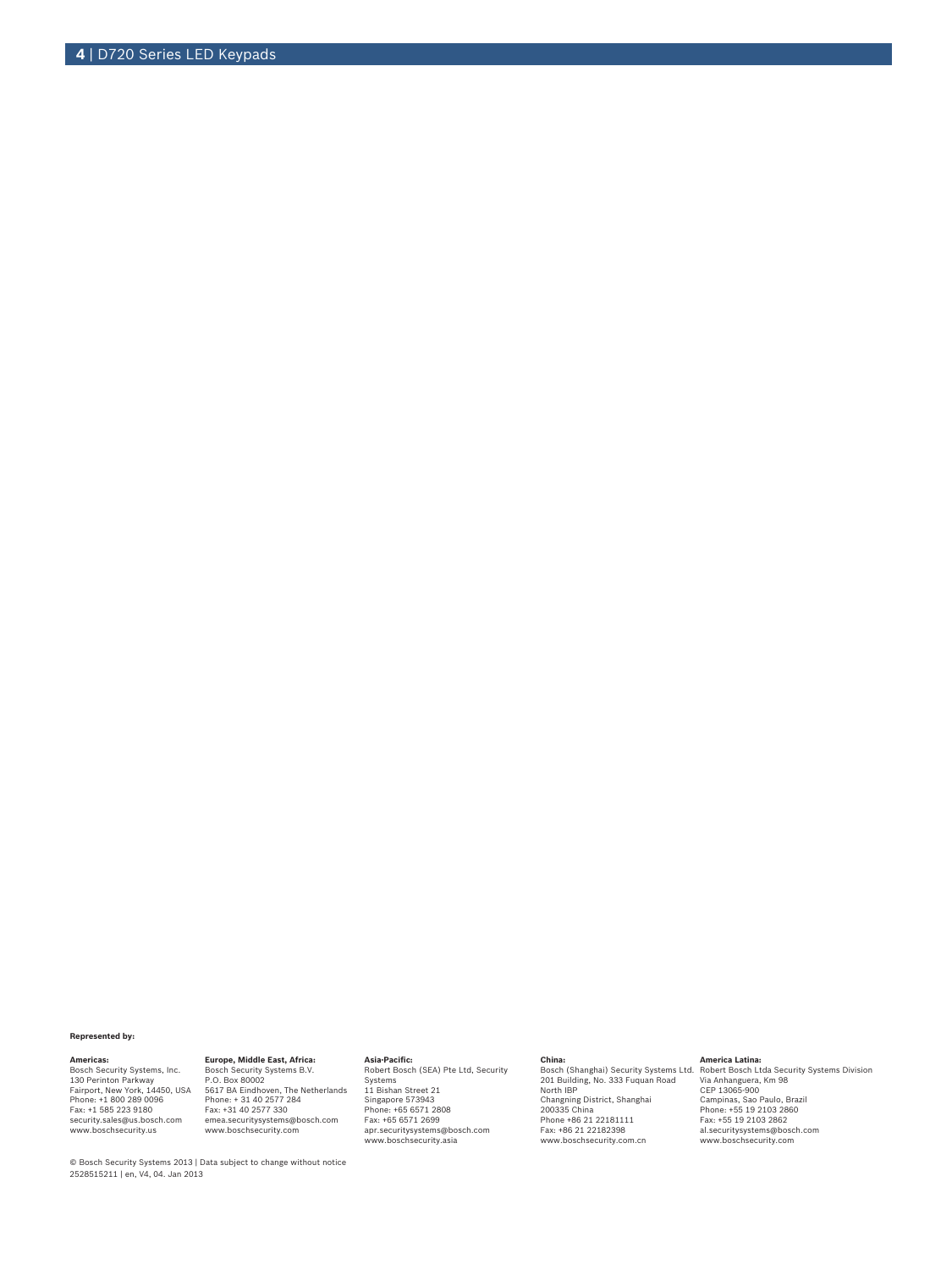**Represented by:**

**Americas:**
Bosch Security Systems, Inc.
130 Perinton Parkway
Fairport, New York, 14450, USA
Phone: +1 800 289 0096
Fax: +1 585 223 9180
security.sales@us.bosch.com
www.boschsecurity.us

**Europe, Middle East, Africa:**
Bosch Security Systems B.V.
P.O. Box 80002
5617 BA Eindhoven, The Netherlands
Phone: + 31 40 2577 284
Fax: +31 40 2577 330
emea.securitysystems@bosch.com
www.boschsecurity.com

**Asia-Pacific:**
Robert Bosch (SEA) Pte Ltd, Security Systems
11 Bishan Street 21
Singapore 573943
Phone: +65 6571 2808
Fax: +65 6571 2699
apr.securitysystems@bosch.com
www.boschsecurity.asia

**China:**
Bosch (Shanghai) Security Systems Ltd.
201 Building, No. 333 Fuquan Road
North IBP
Changning District, Shanghai
200335 China
Phone +86 21 22181111
Fax: +86 21 22182398
www.boschsecurity.com.cn

**America Latina:**
Robert Bosch Ltda Security Systems Division
Via Anhanguera, Km 98
CEP 13065-900
Campinas, Sao Paulo, Brazil
Phone: +55 19 2103 2860
Fax: +55 19 2103 2862
al.securitysystems@bosch.com
www.boschsecurity.com

© Bosch Security Systems 2013 | Data subject to change without notice
2528515211 | en, V4, 04. Jan 2013